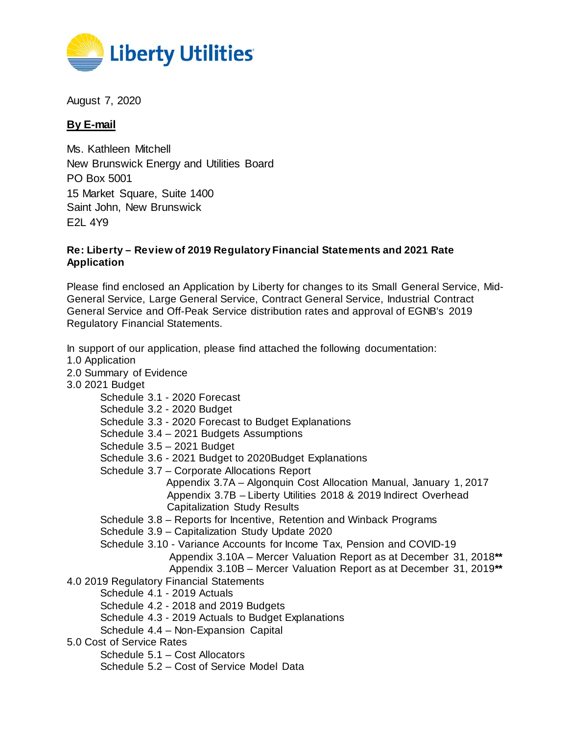Liberty Utilities

August 7, 2020

**By E-mail**

Ms. Kathleen Mitchell
New Brunswick Energy and Utilities Board
PO Box 5001
15 Market Square, Suite 1400
Saint John, New Brunswick
E2L 4Y9

**Re: Liberty – Review of 2019 Regulatory Financial Statements and 2021 Rate Application**

Please find enclosed an Application by Liberty for changes to its Small General Service, Mid-General Service, Large General Service, Contract General Service, Industrial Contract General Service and Off-Peak Service distribution rates and approval of EGNB's 2019 Regulatory Financial Statements.

In support of our application, please find attached the following documentation:

1.0 Application
2.0 Summary of Evidence
3.0 2021 Budget
   - Schedule 3.1 - 2020 Forecast
   - Schedule 3.2 - 2020 Budget
   - Schedule 3.3 - 2020 Forecast to Budget Explanations
   - Schedule 3.4 – 2021 Budgets Assumptions
   - Schedule 3.5 – 2021 Budget
   - Schedule 3.6 - 2021 Budget to 2020Budget Explanations
   - Schedule 3.7 – Corporate Allocations Report
     - Appendix 3.7A – Algonquin Cost Allocation Manual, January 1, 2017
     - Appendix 3.7B – Liberty Utilities 2018 & 2019 Indirect Overhead Capitalization Study Results
   - Schedule 3.8 – Reports for Incentive, Retention and Winback Programs
   - Schedule 3.9 – Capitalization Study Update 2020
   - Schedule 3.10 - Variance Accounts for Income Tax, Pension and COVID-19
     - Appendix 3.10A – Mercer Valuation Report as at December 31, 2018**
     - Appendix 3.10B – Mercer Valuation Report as at December 31, 2019**

4.0 2019 Regulatory Financial Statements
   - Schedule 4.1 - 2019 Actuals
   - Schedule 4.2 - 2018 and 2019 Budgets
   - Schedule 4.3 - 2019 Actuals to Budget Explanations
   - Schedule 4.4 – Non-Expansion Capital

5.0 Cost of Service Rates
   - Schedule 5.1 – Cost Allocators
   - Schedule 5.2 – Cost of Service Model Data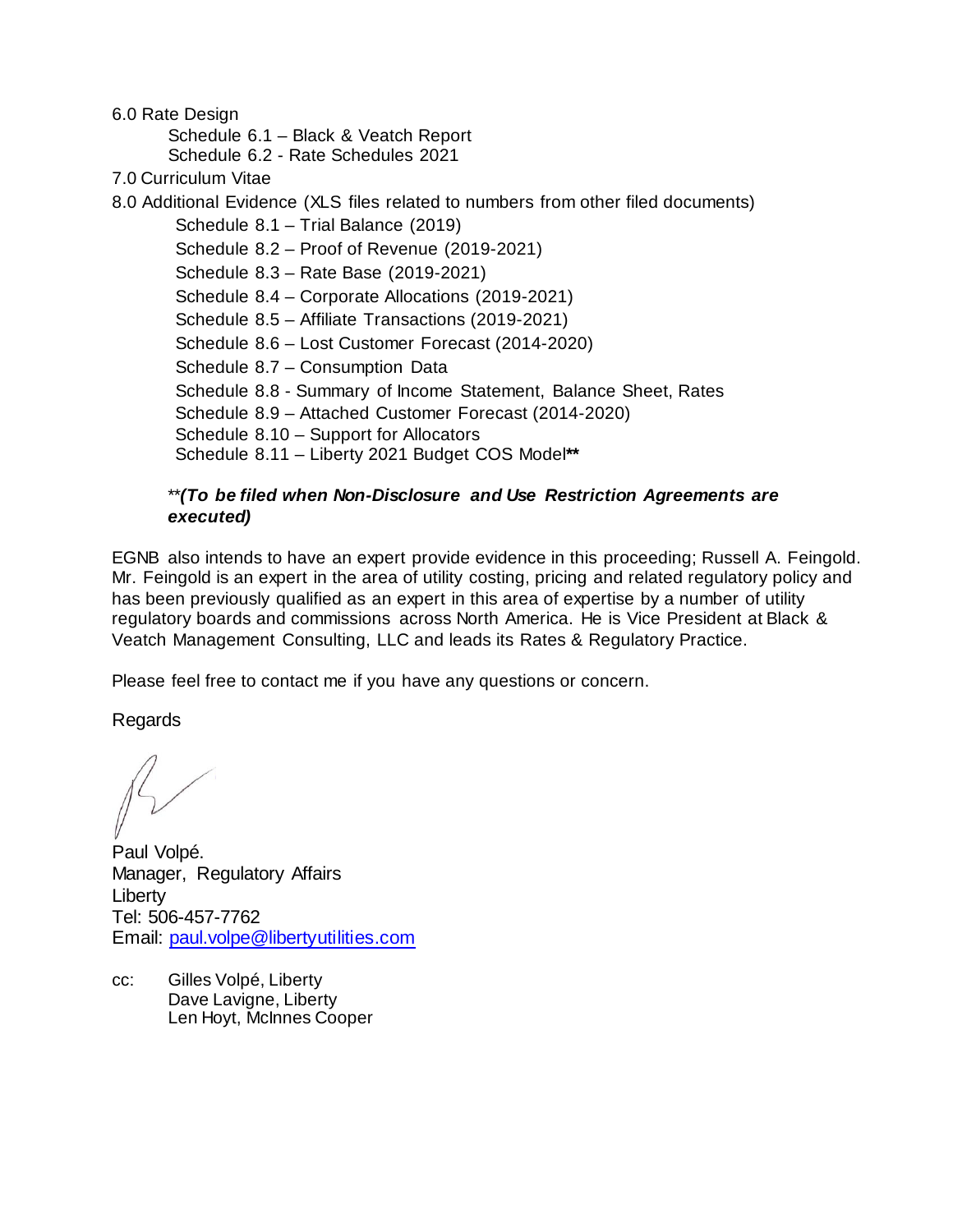6.0 Rate Design

- Schedule 6.1 – Black & Veatch Report
- Schedule 6.2 - Rate Schedules 2021

7.0 Curriculum Vitae

8.0 Additional Evidence (XLS files related to numbers from other filed documents)

- Schedule 8.1 – Trial Balance (2019)
- Schedule 8.2 – Proof of Revenue (2019-2021)
- Schedule 8.3 – Rate Base (2019-2021)
- Schedule 8.4 – Corporate Allocations (2019-2021)
- Schedule 8.5 – Affiliate Transactions (2019-2021)
- Schedule 8.6 – Lost Customer Forecast (2014-2020)
- Schedule 8.7 – Consumption Data
- Schedule 8.8 - Summary of Income Statement, Balance Sheet, Rates
- Schedule 8.9 – Attached Customer Forecast (2014-2020)
- Schedule 8.10 – Support for Allocators
- Schedule 8.11 – Liberty 2021 Budget COS Model**

***(To be filed when Non-Disclosure and Use Restriction Agreements are executed)***

EGNB also intends to have an expert provide evidence in this proceeding; Russell A. Feingold. Mr. Feingold is an expert in the area of utility costing, pricing and related regulatory policy and has been previously qualified as an expert in this area of expertise by a number of utility regulatory boards and commissions across North America. He is Vice President at Black & Veatch Management Consulting, LLC and leads its Rates & Regulatory Practice.

Please feel free to contact me if you have any questions or concern.

Regards

Paul Volpé.
Manager, Regulatory Affairs
Liberty
Tel: 506-457-7762
Email: [paul.volpe@libertyutilities.com](mailto:paul.volpe@libertyutilities.com)

cc: Gilles Volpé, Liberty
Dave Lavigne, Liberty
Len Hoyt, McInnes Cooper